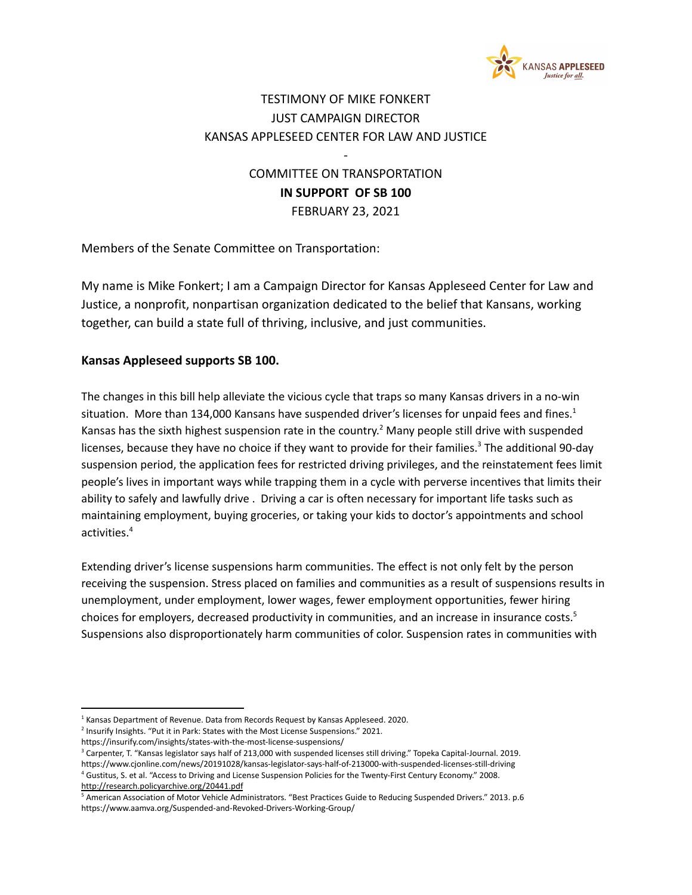TESTIMONY OF MIKE FONKERT
JUST CAMPAIGN DIRECTOR
KANSAS APPLESEED CENTER FOR LAW AND JUSTICE

-

COMMITTEE ON TRANSPORTATION
**IN SUPPORT OF SB 100**
FEBRUARY 23, 2021

Members of the Senate Committee on Transportation:

My name is Mike Fonkert; I am a Campaign Director for Kansas Appleseed Center for Law and Justice, a nonprofit, nonpartisan organization dedicated to the belief that Kansans, working together, can build a state full of thriving, inclusive, and just communities.

**Kansas Appleseed supports SB 100.**

The changes in this bill help alleviate the vicious cycle that traps so many Kansas drivers in a no-win situation. More than 134,000 Kansans have suspended driver's licenses for unpaid fees and fines.[1] Kansas has the sixth highest suspension rate in the country.[2] Many people still drive with suspended licenses, because they have no choice if they want to provide for their families.[3] The additional 90-day suspension period, the application fees for restricted driving privileges, and the reinstatement fees limit people's lives in important ways while trapping them in a cycle with perverse incentives that limits their ability to safely and lawfully drive . Driving a car is often necessary for important life tasks such as maintaining employment, buying groceries, or taking your kids to doctor's appointments and school activities.[4]

Extending driver's license suspensions harm communities. The effect is not only felt by the person receiving the suspension. Stress placed on families and communities as a result of suspensions results in unemployment, under employment, lower wages, fewer employment opportunities, fewer hiring choices for employers, decreased productivity in communities, and an increase in insurance costs.[5] Suspensions also disproportionately harm communities of color. Suspension rates in communities with

---

[1] Kansas Department of Revenue. Data from Records Request by Kansas Appleseed. 2020.

[2] Insurify Insights. "Put it in Park: States with the Most License Suspensions." 2021. https://insurify.com/insights/states-with-the-most-license-suspensions/

[3] Carpenter, T. "Kansas legislator says half of 213,000 with suspended licenses still driving." Topeka Capital-Journal. 2019. https://www.cjonline.com/news/20191028/kansas-legislator-says-half-of-213000-with-suspended-licenses-still-driving

[4] Gustitus, S. et al. "Access to Driving and License Suspension Policies for the Twenty-First Century Economy." 2008. http://research.policyarchive.org/20441.pdf

[5] American Association of Motor Vehicle Administrators. "Best Practices Guide to Reducing Suspended Drivers." 2013. p.6 https://www.aamva.org/Suspended-and-Revoked-Drivers-Working-Group/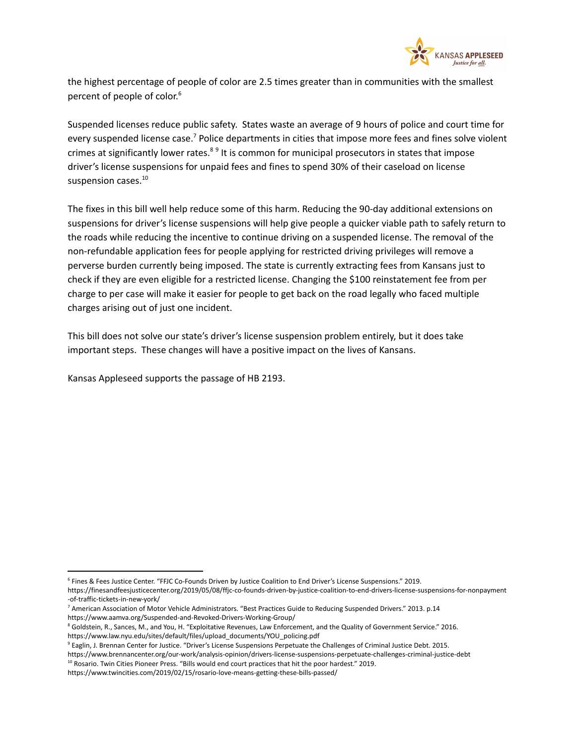the highest percentage of people of color are 2.5 times greater than in communities with the smallest percent of people of color.[6]

Suspended licenses reduce public safety. States waste an average of 9 hours of police and court time for every suspended license case.[7] Police departments in cities that impose more fees and fines solve violent crimes at significantly lower rates.[8] [9] It is common for municipal prosecutors in states that impose driver's license suspensions for unpaid fees and fines to spend 30% of their caseload on license suspension cases.[10]

The fixes in this bill well help reduce some of this harm. Reducing the 90-day additional extensions on suspensions for driver's license suspensions will help give people a quicker viable path to safely return to the roads while reducing the incentive to continue driving on a suspended license. The removal of the non-refundable application fees for people applying for restricted driving privileges will remove a perverse burden currently being imposed. The state is currently extracting fees from Kansans just to check if they are even eligible for a restricted license. Changing the $100 reinstatement fee from per charge to per case will make it easier for people to get back on the road legally who faced multiple charges arising out of just one incident.

This bill does not solve our state's driver's license suspension problem entirely, but it does take important steps. These changes will have a positive impact on the lives of Kansans.

Kansas Appleseed supports the passage of HB 2193.

---

[6] Fines & Fees Justice Center. "FFJC Co-Founds Driven by Justice Coalition to End Driver's License Suspensions." 2019. https://finesandfeesjusticecenter.org/2019/05/08/ffjc-co-founds-driven-by-justice-coalition-to-end-drivers-license-suspensions-for-nonpayment-of-traffic-tickets-in-new-york/

[7] American Association of Motor Vehicle Administrators. "Best Practices Guide to Reducing Suspended Drivers." 2013. p.14 https://www.aamva.org/Suspended-and-Revoked-Drivers-Working-Group/

[8] Goldstein, R., Sances, M., and You, H. "Exploitative Revenues, Law Enforcement, and the Quality of Government Service." 2016. https://www.law.nyu.edu/sites/default/files/upload_documents/YOU_policing.pdf

[9] Eaglin, J. Brennan Center for Justice. "Driver's License Suspensions Perpetuate the Challenges of Criminal Justice Debt. 2015. https://www.brennancenter.org/our-work/analysis-opinion/drivers-license-suspensions-perpetuate-challenges-criminal-justice-debt

[10] Rosario. Twin Cities Pioneer Press. "Bills would end court practices that hit the poor hardest." 2019. https://www.twincities.com/2019/02/15/rosario-love-means-getting-these-bills-passed/